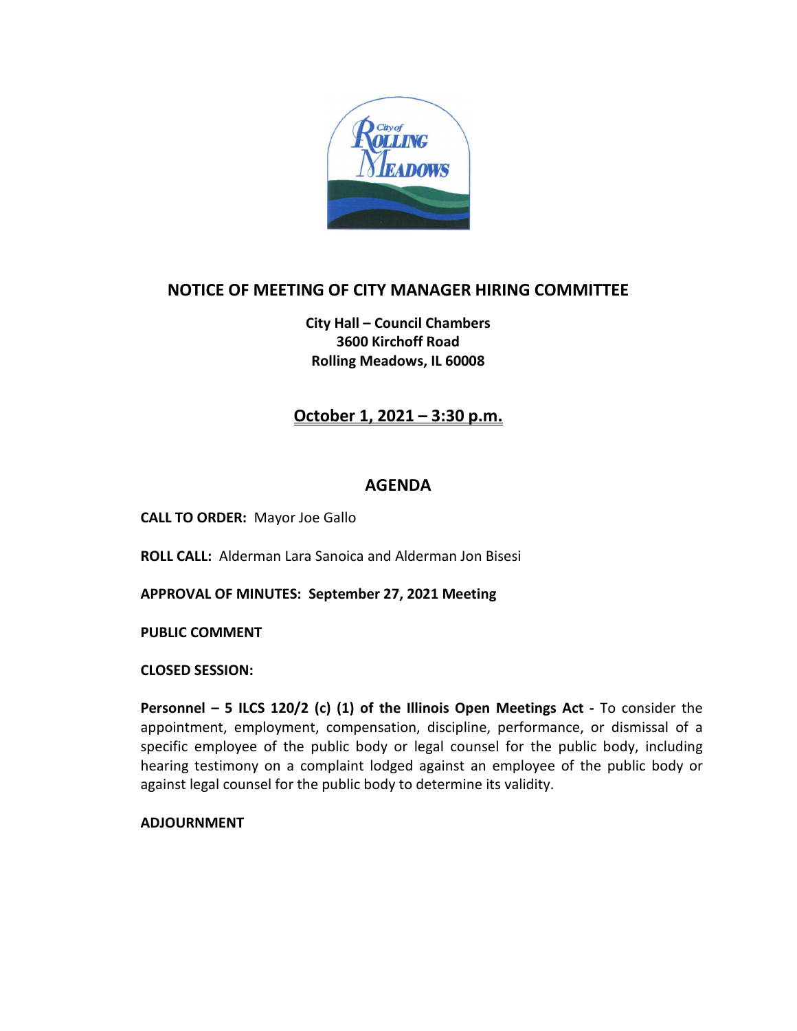# NOTICE OF MEETING OF CITY MANAGER HIRING COMMITTEE

**City Hall – Council Chambers**
**3600 Kirchoff Road**
**Rolling Meadows, IL 60008**

## October 1, 2021 – 3:30 p.m.

## AGENDA

**CALL TO ORDER:** Mayor Joe Gallo

**ROLL CALL:** Alderman Lara Sanoica and Alderman Jon Bisesi

**APPROVAL OF MINUTES: September 27, 2021 Meeting**

**PUBLIC COMMENT**

**CLOSED SESSION:**

**Personnel – 5 ILCS 120/2 (c) (1) of the Illinois Open Meetings Act -** To consider the appointment, employment, compensation, discipline, performance, or dismissal of a specific employee of the public body or legal counsel for the public body, including hearing testimony on a complaint lodged against an employee of the public body or against legal counsel for the public body to determine its validity.

**ADJOURNMENT**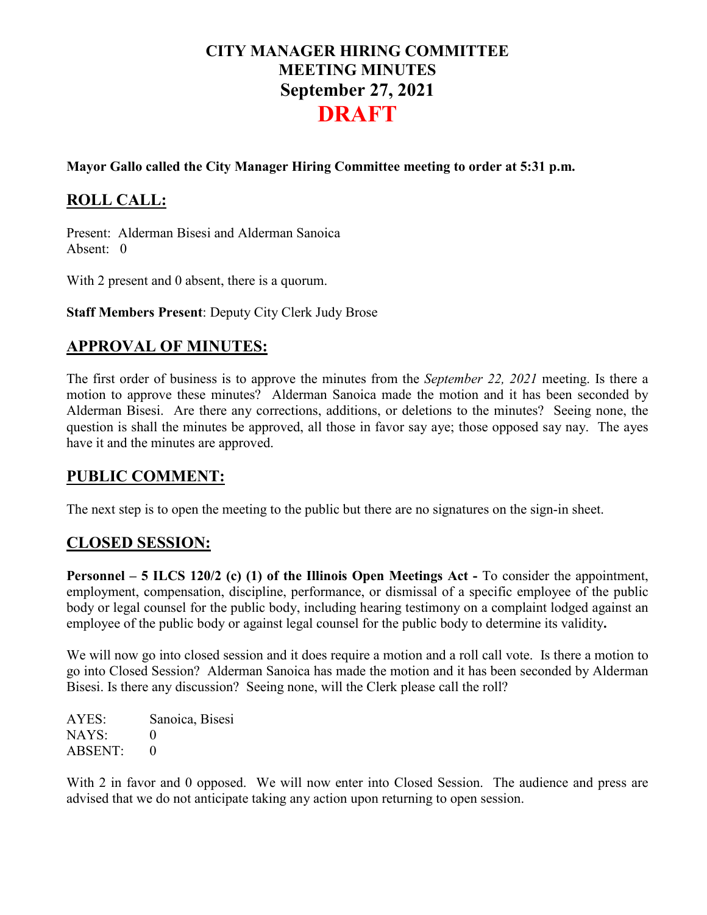# CITY MANAGER HIRING COMMITTEE
# MEETING MINUTES
# September 27, 2021
# DRAFT

**Mayor Gallo called the City Manager Hiring Committee meeting to order at 5:31 p.m.**

## ROLL CALL:

Present: Alderman Bisesi and Alderman Sanoica
Absent: 0

With 2 present and 0 absent, there is a quorum.

**Staff Members Present**: Deputy City Clerk Judy Brose

## APPROVAL OF MINUTES:

The first order of business is to approve the minutes from the *September 22, 2021* meeting. Is there a motion to approve these minutes? Alderman Sanoica made the motion and it has been seconded by Alderman Bisesi. Are there any corrections, additions, or deletions to the minutes? Seeing none, the question is shall the minutes be approved, all those in favor say aye; those opposed say nay. The ayes have it and the minutes are approved.

## PUBLIC COMMENT:

The next step is to open the meeting to the public but there are no signatures on the sign-in sheet.

## CLOSED SESSION:

**Personnel – 5 ILCS 120/2 (c) (1) of the Illinois Open Meetings Act -** To consider the appointment, employment, compensation, discipline, performance, or dismissal of a specific employee of the public body or legal counsel for the public body, including hearing testimony on a complaint lodged against an employee of the public body or against legal counsel for the public body to determine its validity**.**

We will now go into closed session and it does require a motion and a roll call vote. Is there a motion to go into Closed Session? Alderman Sanoica has made the motion and it has been seconded by Alderman Bisesi. Is there any discussion? Seeing none, will the Clerk please call the roll?

AYES: Sanoica, Bisesi
NAYS: 0
ABSENT: 0

With 2 in favor and 0 opposed. We will now enter into Closed Session. The audience and press are advised that we do not anticipate taking any action upon returning to open session.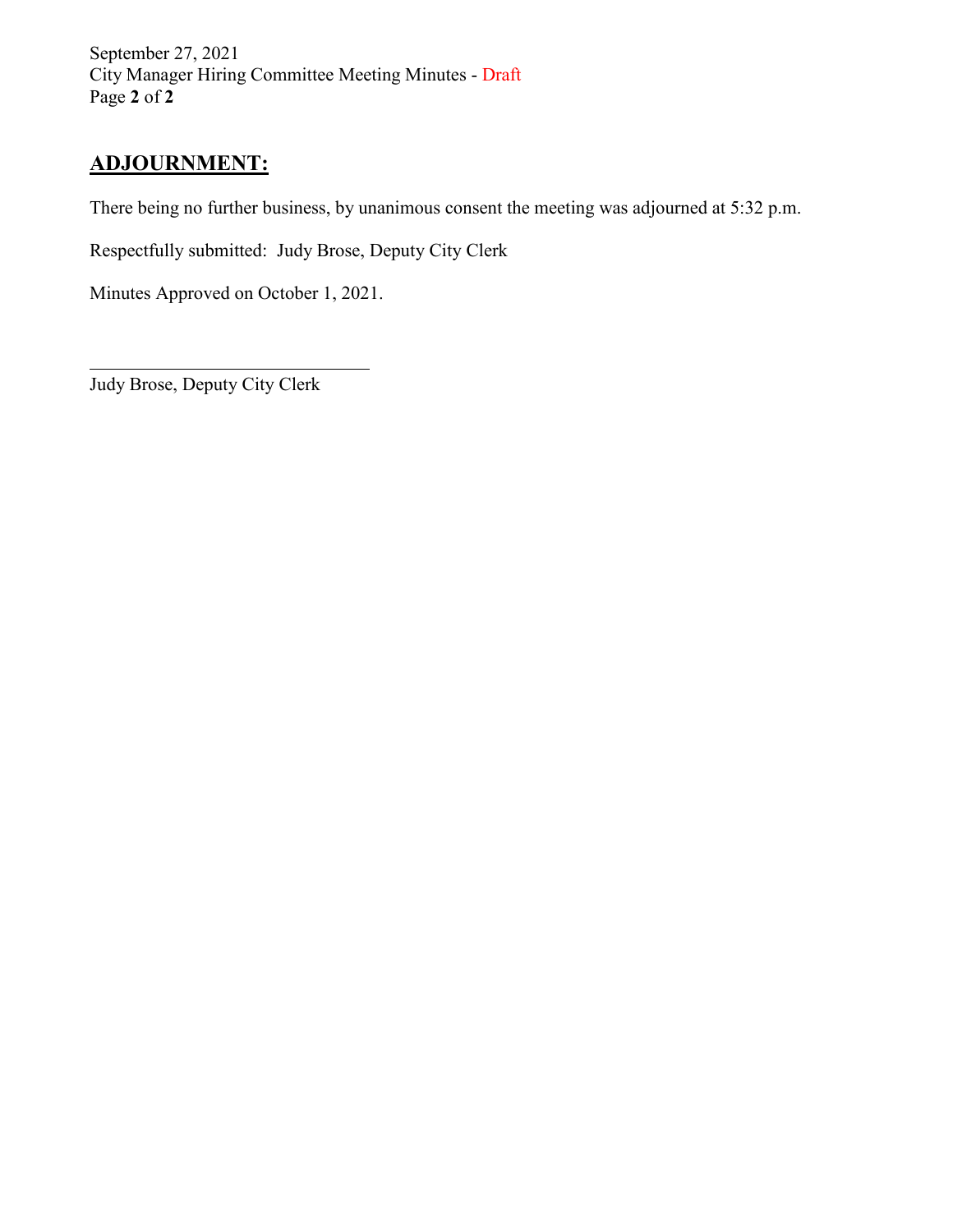## ADJOURNMENT:

There being no further business, by unanimous consent the meeting was adjourned at 5:32 p.m.

Respectfully submitted: Judy Brose, Deputy City Clerk

Minutes Approved on October 1, 2021.

\_\_\_\_\_\_\_\_\_\_\_\_\_\_\_\_\_\_\_\_\_\_\_\_\_\_\_\_\_\_\_\_

Judy Brose, Deputy City Clerk